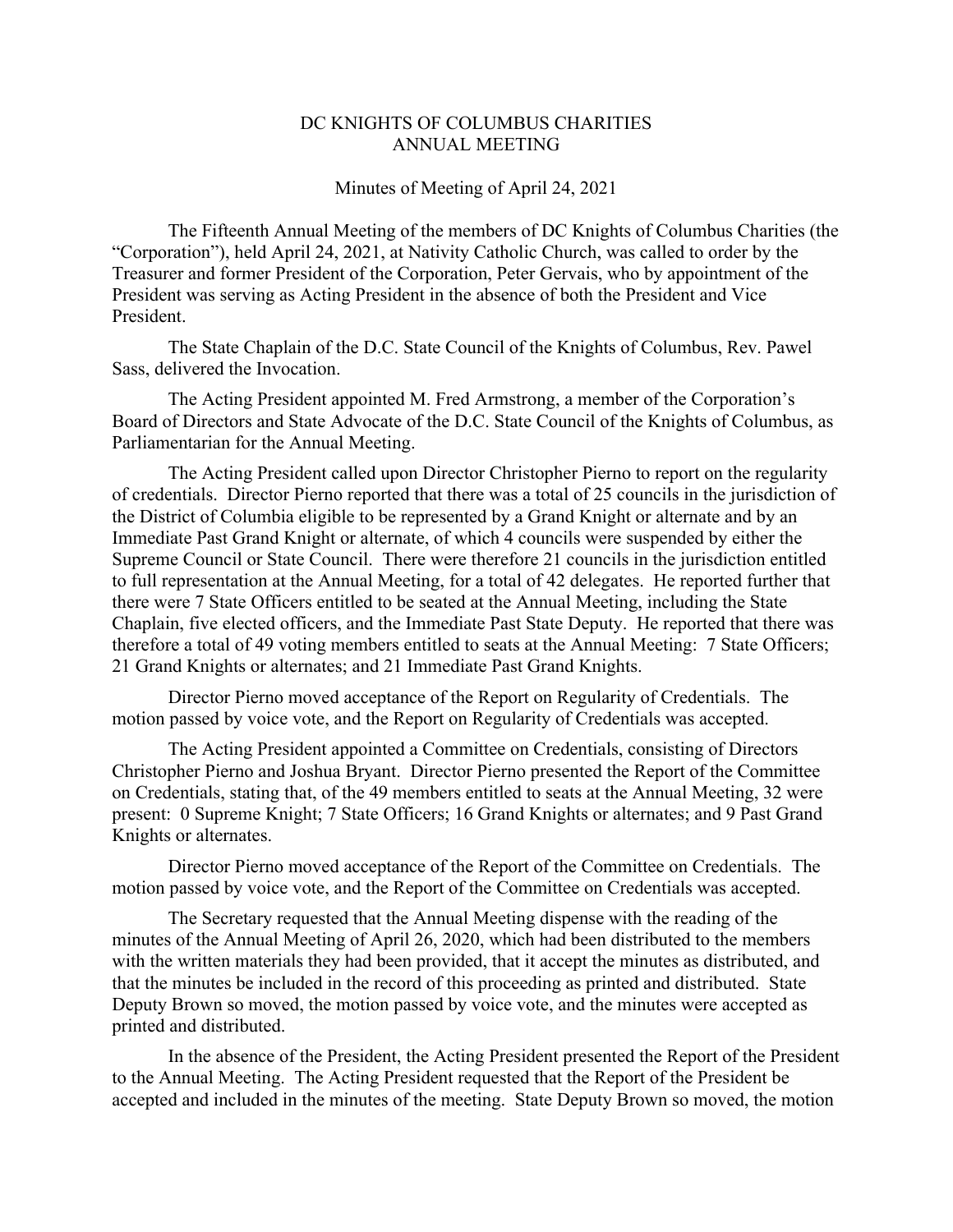# DC KNIGHTS OF COLUMBUS CHARITIES
# ANNUAL MEETING

Minutes of Meeting of April 24, 2021

The Fifteenth Annual Meeting of the members of DC Knights of Columbus Charities (the "Corporation"), held April 24, 2021, at Nativity Catholic Church, was called to order by the Treasurer and former President of the Corporation, Peter Gervais, who by appointment of the President was serving as Acting President in the absence of both the President and Vice President.

The State Chaplain of the D.C. State Council of the Knights of Columbus, Rev. Pawel Sass, delivered the Invocation.

The Acting President appointed M. Fred Armstrong, a member of the Corporation's Board of Directors and State Advocate of the D.C. State Council of the Knights of Columbus, as Parliamentarian for the Annual Meeting.

The Acting President called upon Director Christopher Pierno to report on the regularity of credentials. Director Pierno reported that there was a total of 25 councils in the jurisdiction of the District of Columbia eligible to be represented by a Grand Knight or alternate and by an Immediate Past Grand Knight or alternate, of which 4 councils were suspended by either the Supreme Council or State Council. There were therefore 21 councils in the jurisdiction entitled to full representation at the Annual Meeting, for a total of 42 delegates. He reported further that there were 7 State Officers entitled to be seated at the Annual Meeting, including the State Chaplain, five elected officers, and the Immediate Past State Deputy. He reported that there was therefore a total of 49 voting members entitled to seats at the Annual Meeting: 7 State Officers; 21 Grand Knights or alternates; and 21 Immediate Past Grand Knights.

Director Pierno moved acceptance of the Report on Regularity of Credentials. The motion passed by voice vote, and the Report on Regularity of Credentials was accepted.

The Acting President appointed a Committee on Credentials, consisting of Directors Christopher Pierno and Joshua Bryant. Director Pierno presented the Report of the Committee on Credentials, stating that, of the 49 members entitled to seats at the Annual Meeting, 32 were present: 0 Supreme Knight; 7 State Officers; 16 Grand Knights or alternates; and 9 Past Grand Knights or alternates.

Director Pierno moved acceptance of the Report of the Committee on Credentials. The motion passed by voice vote, and the Report of the Committee on Credentials was accepted.

The Secretary requested that the Annual Meeting dispense with the reading of the minutes of the Annual Meeting of April 26, 2020, which had been distributed to the members with the written materials they had been provided, that it accept the minutes as distributed, and that the minutes be included in the record of this proceeding as printed and distributed. State Deputy Brown so moved, the motion passed by voice vote, and the minutes were accepted as printed and distributed.

In the absence of the President, the Acting President presented the Report of the President to the Annual Meeting. The Acting President requested that the Report of the President be accepted and included in the minutes of the meeting. State Deputy Brown so moved, the motion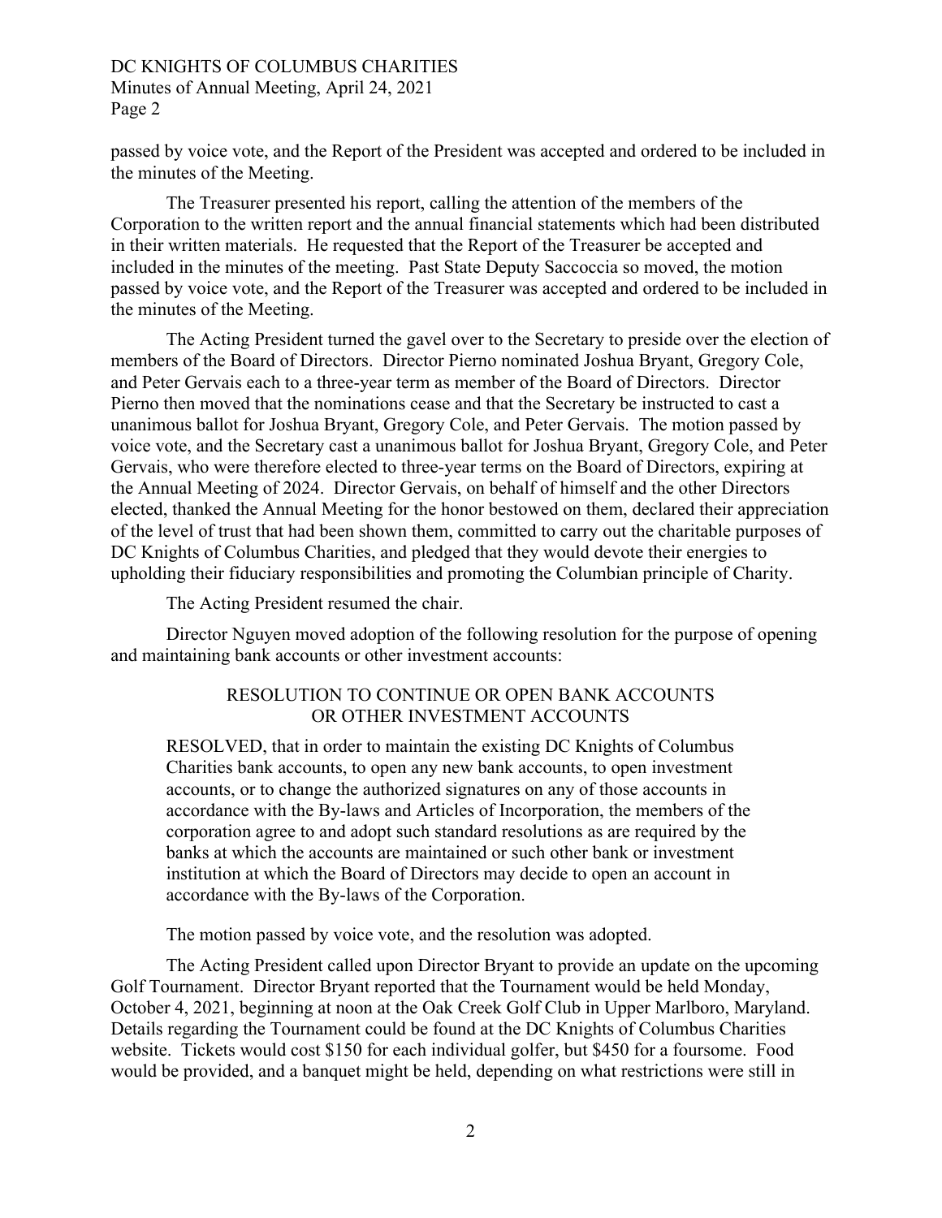passed by voice vote, and the Report of the President was accepted and ordered to be included in the minutes of the Meeting.

The Treasurer presented his report, calling the attention of the members of the Corporation to the written report and the annual financial statements which had been distributed in their written materials. He requested that the Report of the Treasurer be accepted and included in the minutes of the meeting. Past State Deputy Saccoccia so moved, the motion passed by voice vote, and the Report of the Treasurer was accepted and ordered to be included in the minutes of the Meeting.

The Acting President turned the gavel over to the Secretary to preside over the election of members of the Board of Directors. Director Pierno nominated Joshua Bryant, Gregory Cole, and Peter Gervais each to a three-year term as member of the Board of Directors. Director Pierno then moved that the nominations cease and that the Secretary be instructed to cast a unanimous ballot for Joshua Bryant, Gregory Cole, and Peter Gervais. The motion passed by voice vote, and the Secretary cast a unanimous ballot for Joshua Bryant, Gregory Cole, and Peter Gervais, who were therefore elected to three-year terms on the Board of Directors, expiring at the Annual Meeting of 2024. Director Gervais, on behalf of himself and the other Directors elected, thanked the Annual Meeting for the honor bestowed on them, declared their appreciation of the level of trust that had been shown them, committed to carry out the charitable purposes of DC Knights of Columbus Charities, and pledged that they would devote their energies to upholding their fiduciary responsibilities and promoting the Columbian principle of Charity.

The Acting President resumed the chair.

Director Nguyen moved adoption of the following resolution for the purpose of opening and maintaining bank accounts or other investment accounts:

RESOLUTION TO CONTINUE OR OPEN BANK ACCOUNTS OR OTHER INVESTMENT ACCOUNTS

RESOLVED, that in order to maintain the existing DC Knights of Columbus Charities bank accounts, to open any new bank accounts, to open investment accounts, or to change the authorized signatures on any of those accounts in accordance with the By-laws and Articles of Incorporation, the members of the corporation agree to and adopt such standard resolutions as are required by the banks at which the accounts are maintained or such other bank or investment institution at which the Board of Directors may decide to open an account in accordance with the By-laws of the Corporation.

The motion passed by voice vote, and the resolution was adopted.

The Acting President called upon Director Bryant to provide an update on the upcoming Golf Tournament. Director Bryant reported that the Tournament would be held Monday, October 4, 2021, beginning at noon at the Oak Creek Golf Club in Upper Marlboro, Maryland. Details regarding the Tournament could be found at the DC Knights of Columbus Charities website. Tickets would cost $150 for each individual golfer, but $450 for a foursome. Food would be provided, and a banquet might be held, depending on what restrictions were still in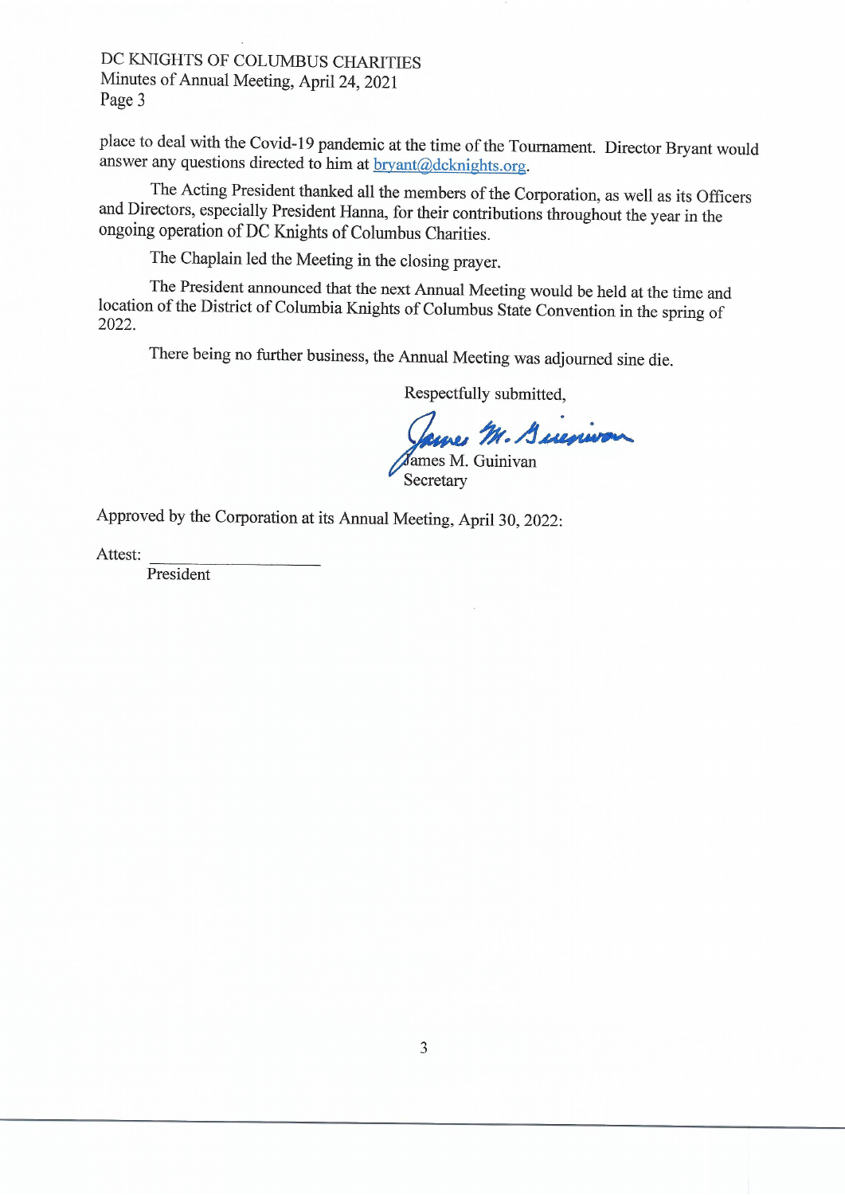place to deal with the Covid-19 pandemic at the time of the Tournament. Director Bryant would answer any questions directed to him at bryant@dcknights.org.

The Acting President thanked all the members of the Corporation, as well as its Officers and Directors, especially President Hanna, for their contributions throughout the year in the ongoing operation of DC Knights of Columbus Charities.

The Chaplain led the Meeting in the closing prayer.

The President announced that the next Annual Meeting would be held at the time and location of the District of Columbia Knights of Columbus State Convention in the spring of 2022.

There being no further business, the Annual Meeting was adjourned sine die.

Respectfully submitted,

James M. Guinivan
Secretary

Approved by the Corporation at its Annual Meeting, April 30, 2022:

Attest: ____________________
President